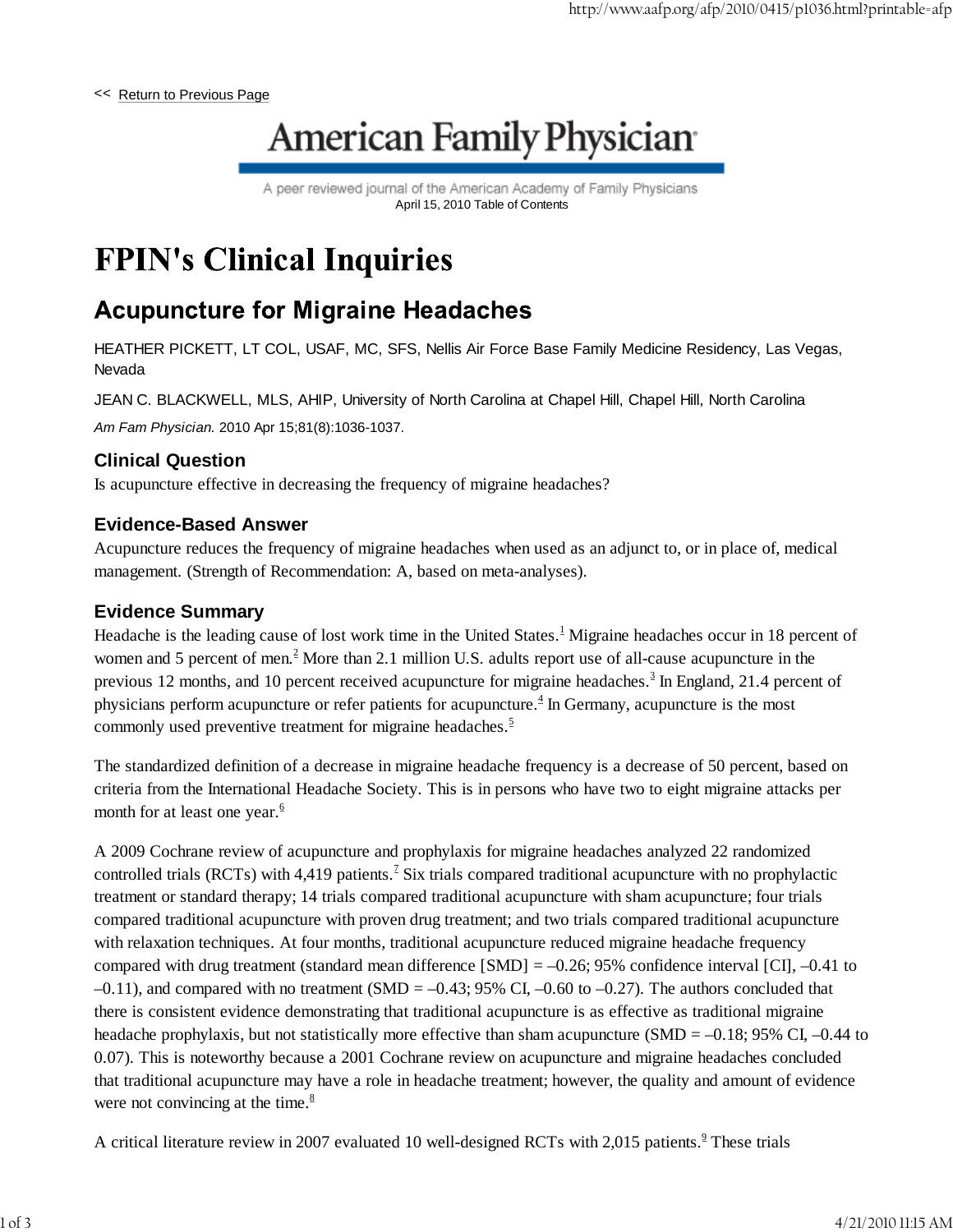<< Return to Previous Page

American Family Physician

A peer reviewed journal of the American Academy of Family Physicians
April 15, 2010 Table of Contents

# FPIN's Clinical Inquiries

## Acupuncture for Migraine Headaches

HEATHER PICKETT, LT COL, USAF, MC, SFS, Nellis Air Force Base Family Medicine Residency, Las Vegas, Nevada

JEAN C. BLACKWELL, MLS, AHIP, University of North Carolina at Chapel Hill, Chapel Hill, North Carolina

*Am Fam Physician.* 2010 Apr 15;81(8):1036-1037.

### Clinical Question

Is acupuncture effective in decreasing the frequency of migraine headaches?

### Evidence-Based Answer

Acupuncture reduces the frequency of migraine headaches when used as an adjunct to, or in place of, medical management. (Strength of Recommendation: A, based on meta-analyses).

### Evidence Summary

Headache is the leading cause of lost work time in the United States.[1] Migraine headaches occur in 18 percent of women and 5 percent of men.[2] More than 2.1 million U.S. adults report use of all-cause acupuncture in the previous 12 months, and 10 percent received acupuncture for migraine headaches.[3] In England, 21.4 percent of physicians perform acupuncture or refer patients for acupuncture.[4] In Germany, acupuncture is the most commonly used preventive treatment for migraine headaches.[5]

The standardized definition of a decrease in migraine headache frequency is a decrease of 50 percent, based on criteria from the International Headache Society. This is in persons who have two to eight migraine attacks per month for at least one year.[6]

A 2009 Cochrane review of acupuncture and prophylaxis for migraine headaches analyzed 22 randomized controlled trials (RCTs) with 4,419 patients.[7] Six trials compared traditional acupuncture with no prophylactic treatment or standard therapy; 14 trials compared traditional acupuncture with sham acupuncture; four trials compared traditional acupuncture with proven drug treatment; and two trials compared traditional acupuncture with relaxation techniques. At four months, traditional acupuncture reduced migraine headache frequency compared with drug treatment (standard mean difference [SMD] = –0.26; 95% confidence interval [CI], –0.41 to –0.11), and compared with no treatment (SMD = –0.43; 95% CI, –0.60 to –0.27). The authors concluded that there is consistent evidence demonstrating that traditional acupuncture is as effective as traditional migraine headache prophylaxis, but not statistically more effective than sham acupuncture (SMD = –0.18; 95% CI, –0.44 to 0.07). This is noteworthy because a 2001 Cochrane review on acupuncture and migraine headaches concluded that traditional acupuncture may have a role in headache treatment; however, the quality and amount of evidence were not convincing at the time.[8]

A critical literature review in 2007 evaluated 10 well-designed RCTs with 2,015 patients.[9] These trials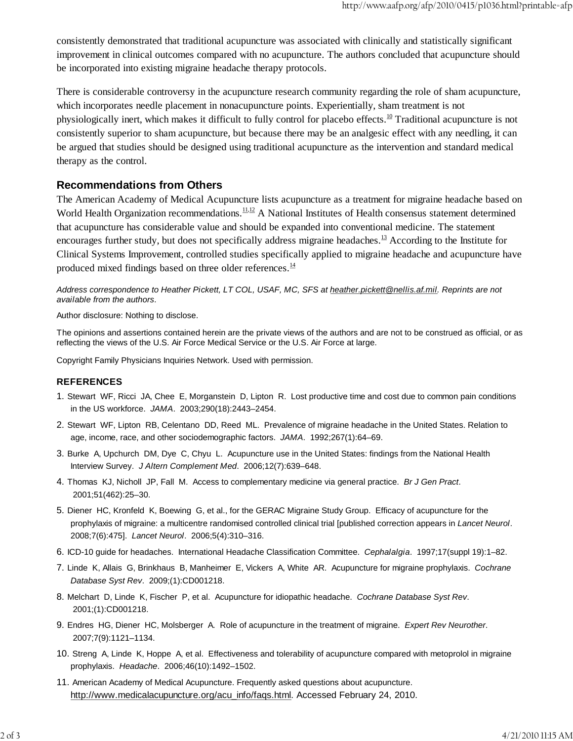consistently demonstrated that traditional acupuncture was associated with clinically and statistically significant improvement in clinical outcomes compared with no acupuncture. The authors concluded that acupuncture should be incorporated into existing migraine headache therapy protocols.

There is considerable controversy in the acupuncture research community regarding the role of sham acupuncture, which incorporates needle placement in nonacupuncture points. Experientially, sham treatment is not physiologically inert, which makes it difficult to fully control for placebo effects.[10] Traditional acupuncture is not consistently superior to sham acupuncture, but because there may be an analgesic effect with any needling, it can be argued that studies should be designed using traditional acupuncture as the intervention and standard medical therapy as the control.

## Recommendations from Others

The American Academy of Medical Acupuncture lists acupuncture as a treatment for migraine headache based on World Health Organization recommendations.[11,12] A National Institutes of Health consensus statement determined that acupuncture has considerable value and should be expanded into conventional medicine. The statement encourages further study, but does not specifically address migraine headaches.[13] According to the Institute for Clinical Systems Improvement, controlled studies specifically applied to migraine headache and acupuncture have produced mixed findings based on three older references.[14]

*Address correspondence to Heather Pickett, LT COL, USAF, MC, SFS at heather.pickett@nellis.af.mil. Reprints are not available from the authors.*

Author disclosure: Nothing to disclose.

The opinions and assertions contained herein are the private views of the authors and are not to be construed as official, or as reflecting the views of the U.S. Air Force Medical Service or the U.S. Air Force at large.

Copyright Family Physicians Inquiries Network. Used with permission.

### REFERENCES

1. Stewart WF, Ricci JA, Chee E, Morganstein D, Lipton R. Lost productive time and cost due to common pain conditions in the US workforce. *JAMA*. 2003;290(18):2443–2454.
2. Stewart WF, Lipton RB, Celentano DD, Reed ML. Prevalence of migraine headache in the United States. Relation to age, income, race, and other sociodemographic factors. *JAMA*. 1992;267(1):64–69.
3. Burke A, Upchurch DM, Dye C, Chyu L. Acupuncture use in the United States: findings from the National Health Interview Survey. *J Altern Complement Med*. 2006;12(7):639–648.
4. Thomas KJ, Nicholl JP, Fall M. Access to complementary medicine via general practice. *Br J Gen Pract*. 2001;51(462):25–30.
5. Diener HC, Kronfeld K, Boewing G, et al., for the GERAC Migraine Study Group. Efficacy of acupuncture for the prophylaxis of migraine: a multicentre randomised controlled clinical trial [published correction appears in *Lancet Neurol*. 2008;7(6):475]. *Lancet Neurol*. 2006;5(4):310–316.
6. ICD-10 guide for headaches. International Headache Classification Committee. *Cephalalgia*. 1997;17(suppl 19):1–82.
7. Linde K, Allais G, Brinkhaus B, Manheimer E, Vickers A, White AR. Acupuncture for migraine prophylaxis. *Cochrane Database Syst Rev*. 2009;(1):CD001218.
8. Melchart D, Linde K, Fischer P, et al. Acupuncture for idiopathic headache. *Cochrane Database Syst Rev*. 2001;(1):CD001218.
9. Endres HG, Diener HC, Molsberger A. Role of acupuncture in the treatment of migraine. *Expert Rev Neurother*. 2007;7(9):1121–1134.
10. Streng A, Linde K, Hoppe A, et al. Effectiveness and tolerability of acupuncture compared with metoprolol in migraine prophylaxis. *Headache*. 2006;46(10):1492–1502.
11. American Academy of Medical Acupuncture. Frequently asked questions about acupuncture. http://www.medicalacupuncture.org/acu_info/faqs.html. Accessed February 24, 2010.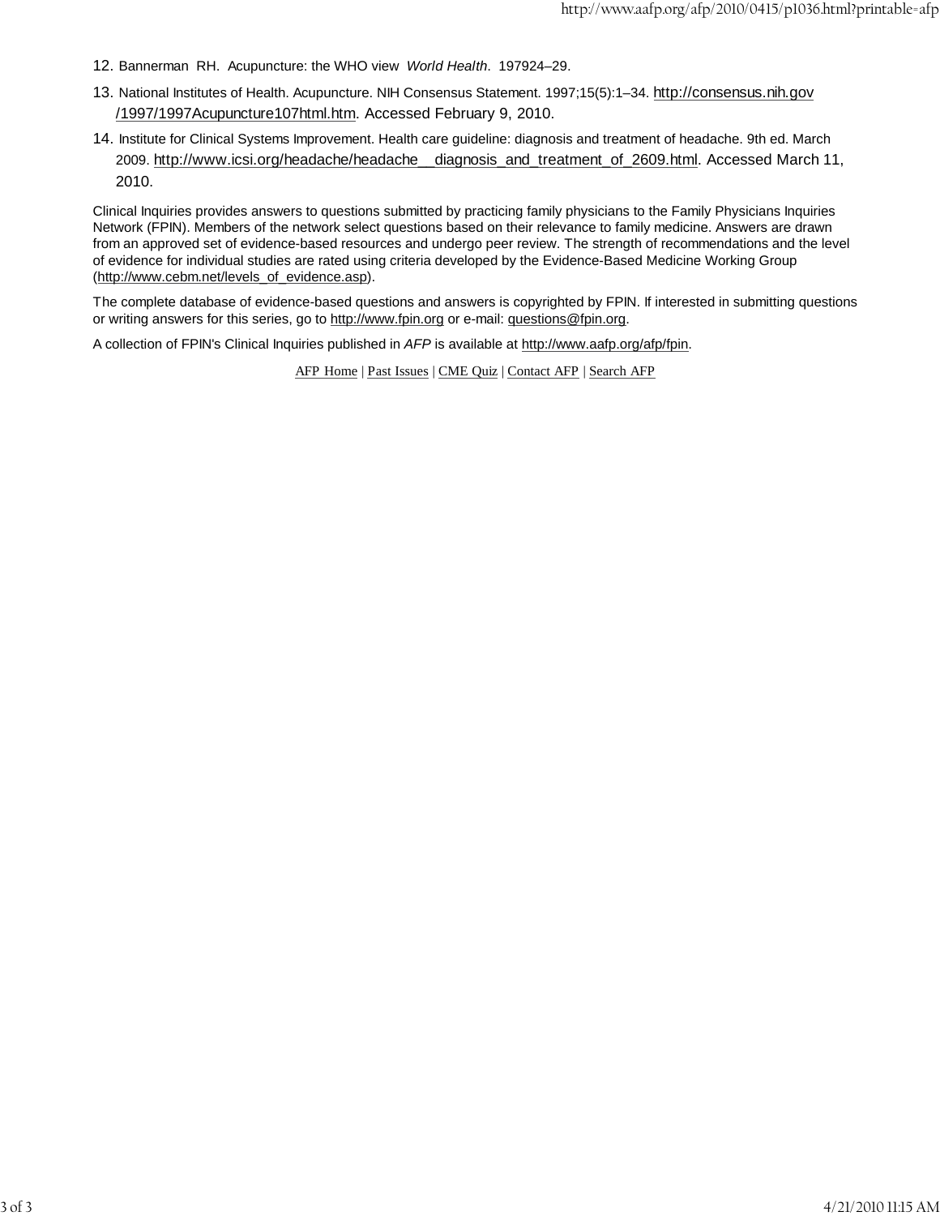12. Bannerman RH. Acupuncture: the WHO view *World Health*. 197924–29.

13. National Institutes of Health. Acupuncture. NIH Consensus Statement. 1997;15(5):1–34. http://consensus.nih.gov/1997/1997Acupuncture107html.htm. Accessed February 9, 2010.

14. Institute for Clinical Systems Improvement. Health care guideline: diagnosis and treatment of headache. 9th ed. March 2009. http://www.icsi.org/headache/headache__diagnosis_and_treatment_of_2609.html. Accessed March 11, 2010.

Clinical Inquiries provides answers to questions submitted by practicing family physicians to the Family Physicians Inquiries Network (FPIN). Members of the network select questions based on their relevance to family medicine. Answers are drawn from an approved set of evidence-based resources and undergo peer review. The strength of recommendations and the level of evidence for individual studies are rated using criteria developed by the Evidence-Based Medicine Working Group (http://www.cebm.net/levels_of_evidence.asp).

The complete database of evidence-based questions and answers is copyrighted by FPIN. If interested in submitting questions or writing answers for this series, go to http://www.fpin.org or e-mail: questions@fpin.org.

A collection of FPIN's Clinical Inquiries published in *AFP* is available at http://www.aafp.org/afp/fpin.

AFP Home | Past Issues | CME Quiz | Contact AFP | Search AFP